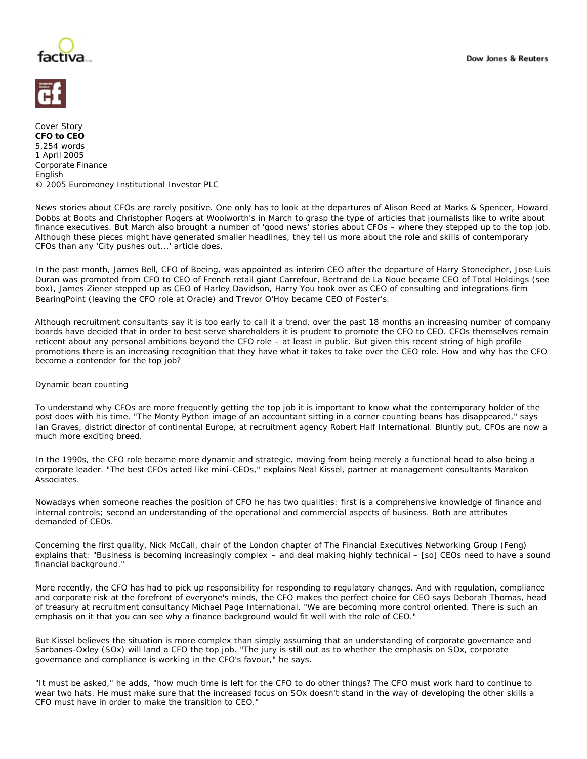Cover Story

**CFO to CEO**

5,254 words

1 April 2005

Corporate Finance

English

© 2005 Euromoney Institutional Investor PLC

News stories about CFOs are rarely positive. One only has to look at the departures of Alison Reed at Marks & Spencer, Howard Dobbs at Boots and Christopher Rogers at Woolworth's in March to grasp the type of articles that journalists like to write about finance executives. But March also brought a number of 'good news' stories about CFOs – where they stepped up to the top job. Although these pieces might have generated smaller headlines, they tell us more about the role and skills of contemporary CFOs than any 'City pushes out...' article does.

In the past month, James Bell, CFO of Boeing, was appointed as interim CEO after the departure of Harry Stonecipher, Jose Luis Duran was promoted from CFO to CEO of French retail giant Carrefour, Bertrand de La Noue became CEO of Total Holdings (see box), James Ziener stepped up as CEO of Harley Davidson, Harry You took over as CEO of consulting and integrations firm BearingPoint (leaving the CFO role at Oracle) and Trevor O'Hoy became CEO of Foster's.

Although recruitment consultants say it is too early to call it a trend, over the past 18 months an increasing number of company boards have decided that in order to best serve shareholders it is prudent to promote the CFO to CEO. CFOs themselves remain reticent about any personal ambitions beyond the CFO role – at least in public. But given this recent string of high profile promotions there is an increasing recognition that they have what it takes to take over the CEO role. How and why has the CFO become a contender for the top job?

## Dynamic bean counting

To understand why CFOs are more frequently getting the top job it is important to know what the contemporary holder of the post does with his time. "The Monty Python image of an accountant sitting in a corner counting beans has disappeared," says Ian Graves, district director of continental Europe, at recruitment agency Robert Half International. Bluntly put, CFOs are now a much more exciting breed.

In the 1990s, the CFO role became more dynamic and strategic, moving from being merely a functional head to also being a corporate leader. "The best CFOs acted like mini-CEOs," explains Neal Kissel, partner at management consultants Marakon Associates.

Nowadays when someone reaches the position of CFO he has two qualities: first is a comprehensive knowledge of finance and internal controls; second an understanding of the operational and commercial aspects of business. Both are attributes demanded of CEOs.

Concerning the first quality, Nick McCall, chair of the London chapter of The Financial Executives Networking Group (Feng) explains that: "Business is becoming increasingly complex – and deal making highly technical – [so] CEOs need to have a sound financial background."

More recently, the CFO has had to pick up responsibility for responding to regulatory changes. And with regulation, compliance and corporate risk at the forefront of everyone's minds, the CFO makes the perfect choice for CEO says Deborah Thomas, head of treasury at recruitment consultancy Michael Page International. "We are becoming more control oriented. There is such an emphasis on it that you can see why a finance background would fit well with the role of CEO."

But Kissel believes the situation is more complex than simply assuming that an understanding of corporate governance and Sarbanes-Oxley (SOx) will land a CFO the top job. "The jury is still out as to whether the emphasis on SOx, corporate governance and compliance is working in the CFO's favour," he says.

"It must be asked," he adds, "how much time is left for the CFO to do other things? The CFO must work hard to continue to wear two hats. He must make sure that the increased focus on SOx doesn't stand in the way of developing the other skills a CFO must have in order to make the transition to CEO."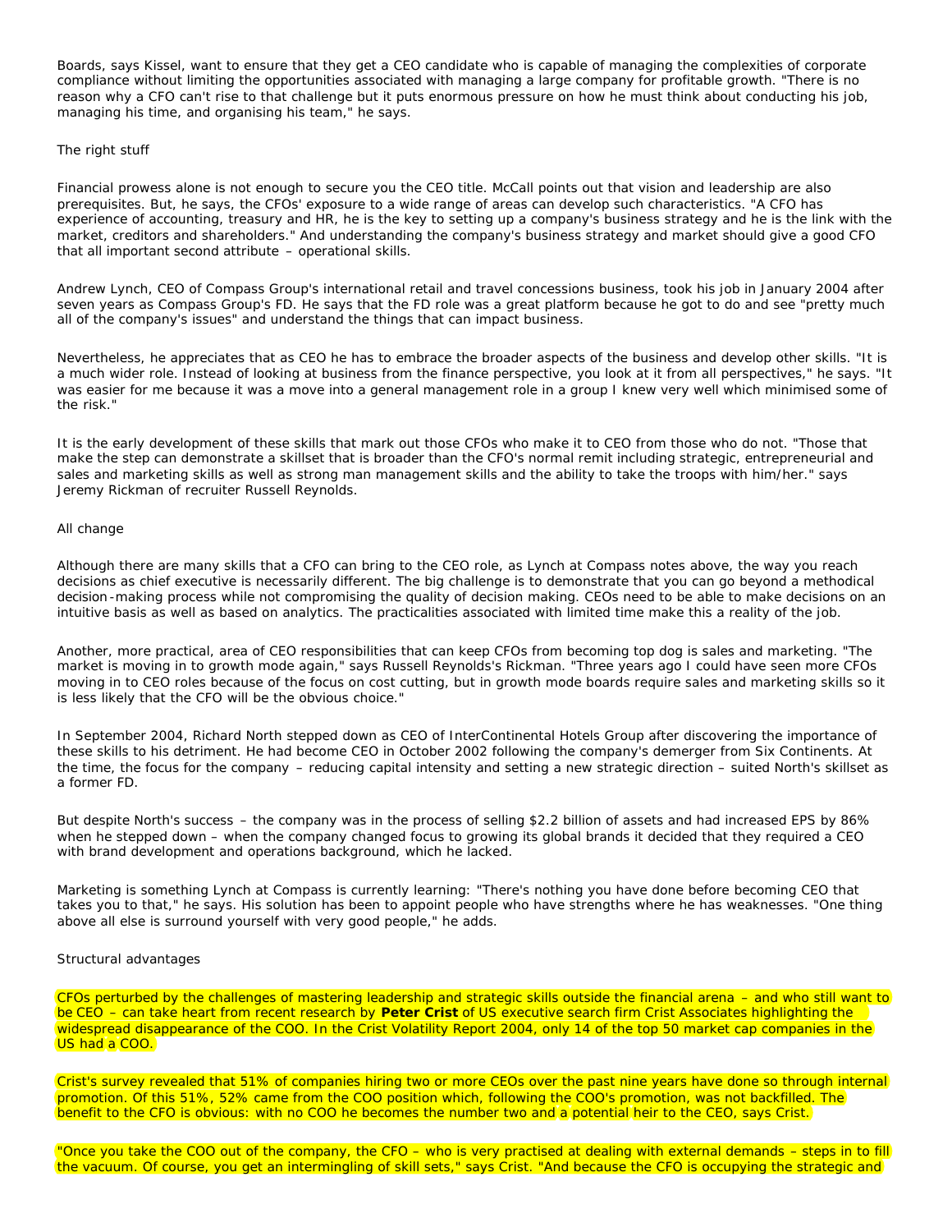Boards, says Kissel, want to ensure that they get a CEO candidate who is capable of managing the complexities of corporate compliance without limiting the opportunities associated with managing a large company for profitable growth. "There is no reason why a CFO can't rise to that challenge but it puts enormous pressure on how he must think about conducting his job, managing his time, and organising his team," he says.

## The right stuff

Financial prowess alone is not enough to secure you the CEO title. McCall points out that vision and leadership are also prerequisites. But, he says, the CFOs' exposure to a wide range of areas can develop such characteristics. "A CFO has experience of accounting, treasury and HR, he is the key to setting up a company's business strategy and he is the link with the market, creditors and shareholders." And understanding the company's business strategy and market should give a good CFO that all important second attribute – operational skills.

Andrew Lynch, CEO of Compass Group's international retail and travel concessions business, took his job in January 2004 after seven years as Compass Group's FD. He says that the FD role was a great platform because he got to do and see "pretty much all of the company's issues" and understand the things that can impact business.

Nevertheless, he appreciates that as CEO he has to embrace the broader aspects of the business and develop other skills. "It is a much wider role. Instead of looking at business from the finance perspective, you look at it from all perspectives," he says. "It was easier for me because it was a move into a general management role in a group I knew very well which minimised some of the risk."

It is the early development of these skills that mark out those CFOs who make it to CEO from those who do not. "Those that make the step can demonstrate a skillset that is broader than the CFO's normal remit including strategic, entrepreneurial and sales and marketing skills as well as strong man management skills and the ability to take the troops with him/her." says Jeremy Rickman of recruiter Russell Reynolds.

## All change

Although there are many skills that a CFO can bring to the CEO role, as Lynch at Compass notes above, the way you reach decisions as chief executive is necessarily different. The big challenge is to demonstrate that you can go beyond a methodical decision-making process while not compromising the quality of decision making. CEOs need to be able to make decisions on an intuitive basis as well as based on analytics. The practicalities associated with limited time make this a reality of the job.

Another, more practical, area of CEO responsibilities that can keep CFOs from becoming top dog is sales and marketing. "The market is moving in to growth mode again," says Russell Reynolds's Rickman. "Three years ago I could have seen more CFOs moving in to CEO roles because of the focus on cost cutting, but in growth mode boards require sales and marketing skills so it is less likely that the CFO will be the obvious choice."

In September 2004, Richard North stepped down as CEO of InterContinental Hotels Group after discovering the importance of these skills to his detriment. He had become CEO in October 2002 following the company's demerger from Six Continents. At the time, the focus for the company – reducing capital intensity and setting a new strategic direction – suited North's skillset as a former FD.

But despite North's success – the company was in the process of selling $2.2 billion of assets and had increased EPS by 86% when he stepped down – when the company changed focus to growing its global brands it decided that they required a CEO with brand development and operations background, which he lacked.

Marketing is something Lynch at Compass is currently learning: "There's nothing you have done before becoming CEO that takes you to that," he says. His solution has been to appoint people who have strengths where he has weaknesses. "One thing above all else is surround yourself with very good people," he adds.

## Structural advantages

CFOs perturbed by the challenges of mastering leadership and strategic skills outside the financial arena – and who still want to be CEO – can take heart from recent research by **Peter Crist** of US executive search firm Crist Associates highlighting the widespread disappearance of the COO. In the Crist Volatility Report 2004, only 14 of the top 50 market cap companies in the US had a COO.

Crist's survey revealed that 51% of companies hiring two or more CEOs over the past nine years have done so through internal promotion. Of this 51%, 52% came from the COO position which, following the COO's promotion, was not backfilled. The benefit to the CFO is obvious: with no COO he becomes the number two and a potential heir to the CEO, says Crist.

"Once you take the COO out of the company, the CFO – who is very practised at dealing with external demands – steps in to fill the vacuum. Of course, you get an intermingling of skill sets," says Crist. "And because the CFO is occupying the strategic and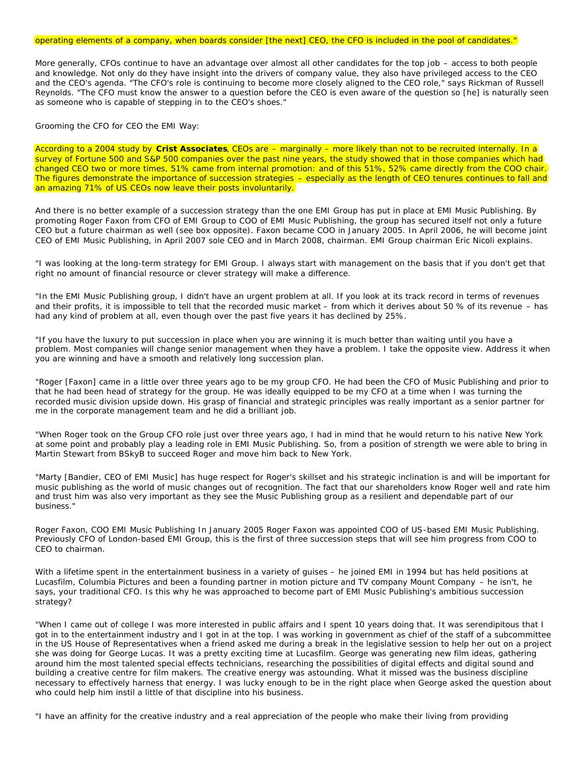operating elements of a company, when boards consider [the next] CEO, the CFO is included in the pool of candidates."

More generally, CFOs continue to have an advantage over almost all other candidates for the top job – access to both people and knowledge. Not only do they have insight into the drivers of company value, they also have privileged access to the CEO and the CEO's agenda. "The CFO's role is continuing to become more closely aligned to the CEO role," says Rickman of Russell Reynolds. "The CFO must know the answer to a question before the CEO is even aware of the question so [he] is naturally seen as someone who is capable of stepping in to the CEO's shoes."

Grooming the CFO for CEO the EMI Way:

According to a 2004 study by **Crist Associates**, CEOs are – marginally – more likely than not to be recruited internally. In a survey of Fortune 500 and S&P 500 companies over the past nine years, the study showed that in those companies which had changed CEO two or more times, 51% came from internal promotion: and of this 51%, 52% came directly from the COO chair. The figures demonstrate the importance of succession strategies – especially as the length of CEO tenures continues to fall and an amazing 71% of US CEOs now leave their posts involuntarily.

And there is no better example of a succession strategy than the one EMI Group has put in place at EMI Music Publishing. By promoting Roger Faxon from CFO of EMI Group to COO of EMI Music Publishing, the group has secured itself not only a future CEO but a future chairman as well (see box opposite). Faxon became COO in January 2005. In April 2006, he will become joint CEO of EMI Music Publishing, in April 2007 sole CEO and in March 2008, chairman. EMI Group chairman Eric Nicoli explains.

"I was looking at the long-term strategy for EMI Group. I always start with management on the basis that if you don't get that right no amount of financial resource or clever strategy will make a difference.

"In the EMI Music Publishing group, I didn't have an urgent problem at all. If you look at its track record in terms of revenues and their profits, it is impossible to tell that the recorded music market – from which it derives about 50 % of its revenue – has had any kind of problem at all, even though over the past five years it has declined by 25%.

"If you have the luxury to put succession in place when you are winning it is much better than waiting until you have a problem. Most companies will change senior management when they have a problem. I take the opposite view. Address it when you are winning and have a smooth and relatively long succession plan.

"Roger [Faxon] came in a little over three years ago to be my group CFO. He had been the CFO of Music Publishing and prior to that he had been head of strategy for the group. He was ideally equipped to be my CFO at a time when I was turning the recorded music division upside down. His grasp of financial and strategic principles was really important as a senior partner for me in the corporate management team and he did a brilliant job.

"When Roger took on the Group CFO role just over three years ago, I had in mind that he would return to his native New York at some point and probably play a leading role in EMI Music Publishing. So, from a position of strength we were able to bring in Martin Stewart from BSkyB to succeed Roger and move him back to New York.

"Marty [Bandier, CEO of EMI Music] has huge respect for Roger's skillset and his strategic inclination is and will be important for music publishing as the world of music changes out of recognition. The fact that our shareholders know Roger well and rate him and trust him was also very important as they see the Music Publishing group as a resilient and dependable part of our business."

Roger Faxon, COO EMI Music Publishing In January 2005 Roger Faxon was appointed COO of US-based EMI Music Publishing. Previously CFO of London-based EMI Group, this is the first of three succession steps that will see him progress from COO to CEO to chairman.

With a lifetime spent in the entertainment business in a variety of guises – he joined EMI in 1994 but has held positions at Lucasfilm, Columbia Pictures and been a founding partner in motion picture and TV company Mount Company – he isn't, he says, your traditional CFO. Is this why he was approached to become part of EMI Music Publishing's ambitious succession strategy?

"When I came out of college I was more interested in public affairs and I spent 10 years doing that. It was serendipitous that I got in to the entertainment industry and I got in at the top. I was working in government as chief of the staff of a subcommittee in the US House of Representatives when a friend asked me during a break in the legislative session to help her out on a project she was doing for George Lucas. It was a pretty exciting time at Lucasfilm. George was generating new film ideas, gathering around him the most talented special effects technicians, researching the possibilities of digital effects and digital sound and building a creative centre for film makers. The creative energy was astounding. What it missed was the business discipline necessary to effectively harness that energy. I was lucky enough to be in the right place when George asked the question about who could help him instil a little of that discipline into his business.

"I have an affinity for the creative industry and a real appreciation of the people who make their living from providing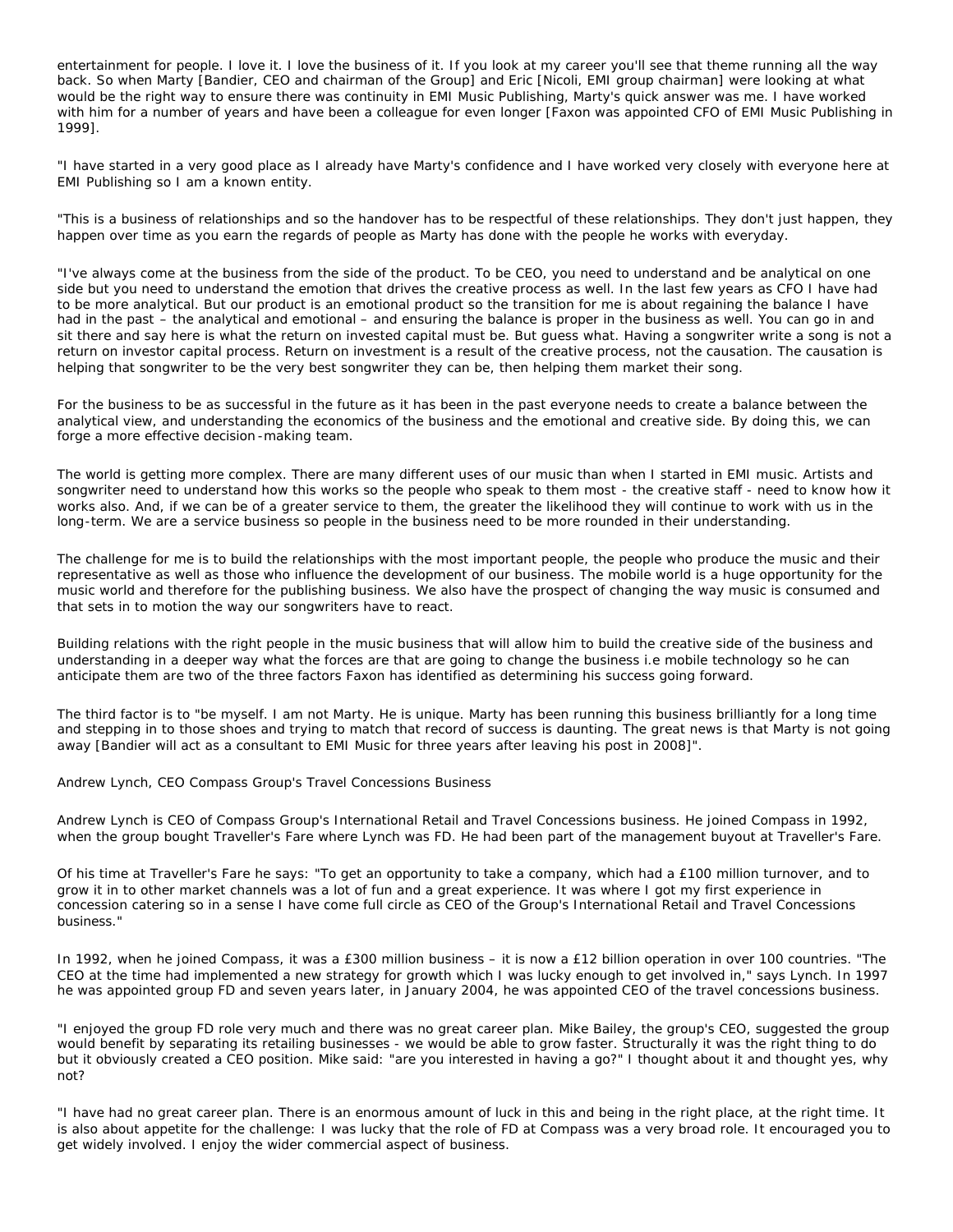entertainment for people. I love it. I love the business of it. If you look at my career you'll see that theme running all the way back. So when Marty [Bandier, CEO and chairman of the Group] and Eric [Nicoli, EMI group chairman] were looking at what would be the right way to ensure there was continuity in EMI Music Publishing, Marty's quick answer was me. I have worked with him for a number of years and have been a colleague for even longer [Faxon was appointed CFO of EMI Music Publishing in 1999].

"I have started in a very good place as I already have Marty's confidence and I have worked very closely with everyone here at EMI Publishing so I am a known entity.

"This is a business of relationships and so the handover has to be respectful of these relationships. They don't just happen, they happen over time as you earn the regards of people as Marty has done with the people he works with everyday.

"I've always come at the business from the side of the product. To be CEO, you need to understand and be analytical on one side but you need to understand the emotion that drives the creative process as well. In the last few years as CFO I have had to be more analytical. But our product is an emotional product so the transition for me is about regaining the balance I have had in the past – the analytical and emotional – and ensuring the balance is proper in the business as well. You can go in and sit there and say here is what the return on invested capital must be. But guess what. Having a songwriter write a song is not a return on investor capital process. Return on investment is a result of the creative process, not the causation. The causation is helping that songwriter to be the very best songwriter they can be, then helping them market their song.

For the business to be as successful in the future as it has been in the past everyone needs to create a balance between the analytical view, and understanding the economics of the business and the emotional and creative side. By doing this, we can forge a more effective decision-making team.

The world is getting more complex. There are many different uses of our music than when I started in EMI music. Artists and songwriter need to understand how this works so the people who speak to them most - the creative staff - need to know how it works also. And, if we can be of a greater service to them, the greater the likelihood they will continue to work with us in the long-term. We are a service business so people in the business need to be more rounded in their understanding.

The challenge for me is to build the relationships with the most important people, the people who produce the music and their representative as well as those who influence the development of our business. The mobile world is a huge opportunity for the music world and therefore for the publishing business. We also have the prospect of changing the way music is consumed and that sets in to motion the way our songwriters have to react.

Building relations with the right people in the music business that will allow him to build the creative side of the business and understanding in a deeper way what the forces are that are going to change the business i.e mobile technology so he can anticipate them are two of the three factors Faxon has identified as determining his success going forward.

The third factor is to "be myself. I am not Marty. He is unique. Marty has been running this business brilliantly for a long time and stepping in to those shoes and trying to match that record of success is daunting. The great news is that Marty is not going away [Bandier will act as a consultant to EMI Music for three years after leaving his post in 2008]".

Andrew Lynch, CEO Compass Group's Travel Concessions Business

Andrew Lynch is CEO of Compass Group's International Retail and Travel Concessions business. He joined Compass in 1992, when the group bought Traveller's Fare where Lynch was FD. He had been part of the management buyout at Traveller's Fare.

Of his time at Traveller's Fare he says: "To get an opportunity to take a company, which had a £100 million turnover, and to grow it in to other market channels was a lot of fun and a great experience. It was where I got my first experience in concession catering so in a sense I have come full circle as CEO of the Group's International Retail and Travel Concessions business."

In 1992, when he joined Compass, it was a £300 million business – it is now a £12 billion operation in over 100 countries. "The CEO at the time had implemented a new strategy for growth which I was lucky enough to get involved in," says Lynch. In 1997 he was appointed group FD and seven years later, in January 2004, he was appointed CEO of the travel concessions business.

"I enjoyed the group FD role very much and there was no great career plan. Mike Bailey, the group's CEO, suggested the group would benefit by separating its retailing businesses - we would be able to grow faster. Structurally it was the right thing to do but it obviously created a CEO position. Mike said: "are you interested in having a go?" I thought about it and thought yes, why not?

"I have had no great career plan. There is an enormous amount of luck in this and being in the right place, at the right time. It is also about appetite for the challenge: I was lucky that the role of FD at Compass was a very broad role. It encouraged you to get widely involved. I enjoy the wider commercial aspect of business.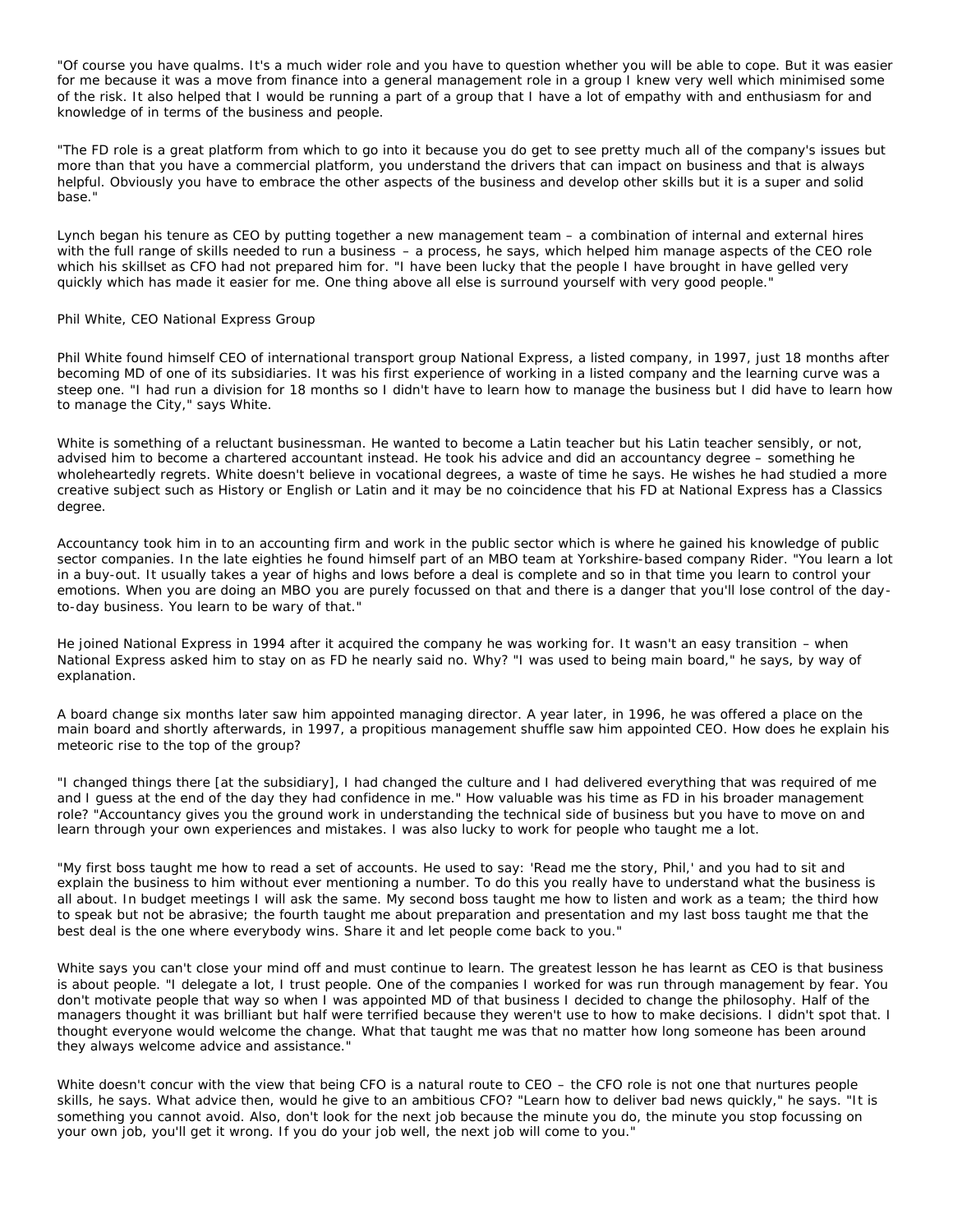"Of course you have qualms. It's a much wider role and you have to question whether you will be able to cope. But it was easier for me because it was a move from finance into a general management role in a group I knew very well which minimised some of the risk. It also helped that I would be running a part of a group that I have a lot of empathy with and enthusiasm for and knowledge of in terms of the business and people.

"The FD role is a great platform from which to go into it because you do get to see pretty much all of the company's issues but more than that you have a commercial platform, you understand the drivers that can impact on business and that is always helpful. Obviously you have to embrace the other aspects of the business and develop other skills but it is a super and solid base."

Lynch began his tenure as CEO by putting together a new management team – a combination of internal and external hires with the full range of skills needed to run a business – a process, he says, which helped him manage aspects of the CEO role which his skillset as CFO had not prepared him for. "I have been lucky that the people I have brought in have gelled very quickly which has made it easier for me. One thing above all else is surround yourself with very good people."

Phil White, CEO National Express Group

Phil White found himself CEO of international transport group National Express, a listed company, in 1997, just 18 months after becoming MD of one of its subsidiaries. It was his first experience of working in a listed company and the learning curve was a steep one. "I had run a division for 18 months so I didn't have to learn how to manage the business but I did have to learn how to manage the City," says White.

White is something of a reluctant businessman. He wanted to become a Latin teacher but his Latin teacher sensibly, or not, advised him to become a chartered accountant instead. He took his advice and did an accountancy degree – something he wholeheartedly regrets. White doesn't believe in vocational degrees, a waste of time he says. He wishes he had studied a more creative subject such as History or English or Latin and it may be no coincidence that his FD at National Express has a Classics degree.

Accountancy took him in to an accounting firm and work in the public sector which is where he gained his knowledge of public sector companies. In the late eighties he found himself part of an MBO team at Yorkshire-based company Rider. "You learn a lot in a buy-out. It usually takes a year of highs and lows before a deal is complete and so in that time you learn to control your emotions. When you are doing an MBO you are purely focussed on that and there is a danger that you'll lose control of the day-to-day business. You learn to be wary of that."

He joined National Express in 1994 after it acquired the company he was working for. It wasn't an easy transition – when National Express asked him to stay on as FD he nearly said no. Why? "I was used to being main board," he says, by way of explanation.

A board change six months later saw him appointed managing director. A year later, in 1996, he was offered a place on the main board and shortly afterwards, in 1997, a propitious management shuffle saw him appointed CEO. How does he explain his meteoric rise to the top of the group?

"I changed things there [at the subsidiary], I had changed the culture and I had delivered everything that was required of me and I guess at the end of the day they had confidence in me." How valuable was his time as FD in his broader management role? "Accountancy gives you the ground work in understanding the technical side of business but you have to move on and learn through your own experiences and mistakes. I was also lucky to work for people who taught me a lot.

"My first boss taught me how to read a set of accounts. He used to say: 'Read me the story, Phil,' and you had to sit and explain the business to him without ever mentioning a number. To do this you really have to understand what the business is all about. In budget meetings I will ask the same. My second boss taught me how to listen and work as a team; the third how to speak but not be abrasive; the fourth taught me about preparation and presentation and my last boss taught me that the best deal is the one where everybody wins. Share it and let people come back to you."

White says you can't close your mind off and must continue to learn. The greatest lesson he has learnt as CEO is that business is about people. "I delegate a lot, I trust people. One of the companies I worked for was run through management by fear. You don't motivate people that way so when I was appointed MD of that business I decided to change the philosophy. Half of the managers thought it was brilliant but half were terrified because they weren't use to how to make decisions. I didn't spot that. I thought everyone would welcome the change. What that taught me was that no matter how long someone has been around they always welcome advice and assistance."

White doesn't concur with the view that being CFO is a natural route to CEO – the CFO role is not one that nurtures people skills, he says. What advice then, would he give to an ambitious CFO? "Learn how to deliver bad news quickly," he says. "It is something you cannot avoid. Also, don't look for the next job because the minute you do, the minute you stop focussing on your own job, you'll get it wrong. If you do your job well, the next job will come to you."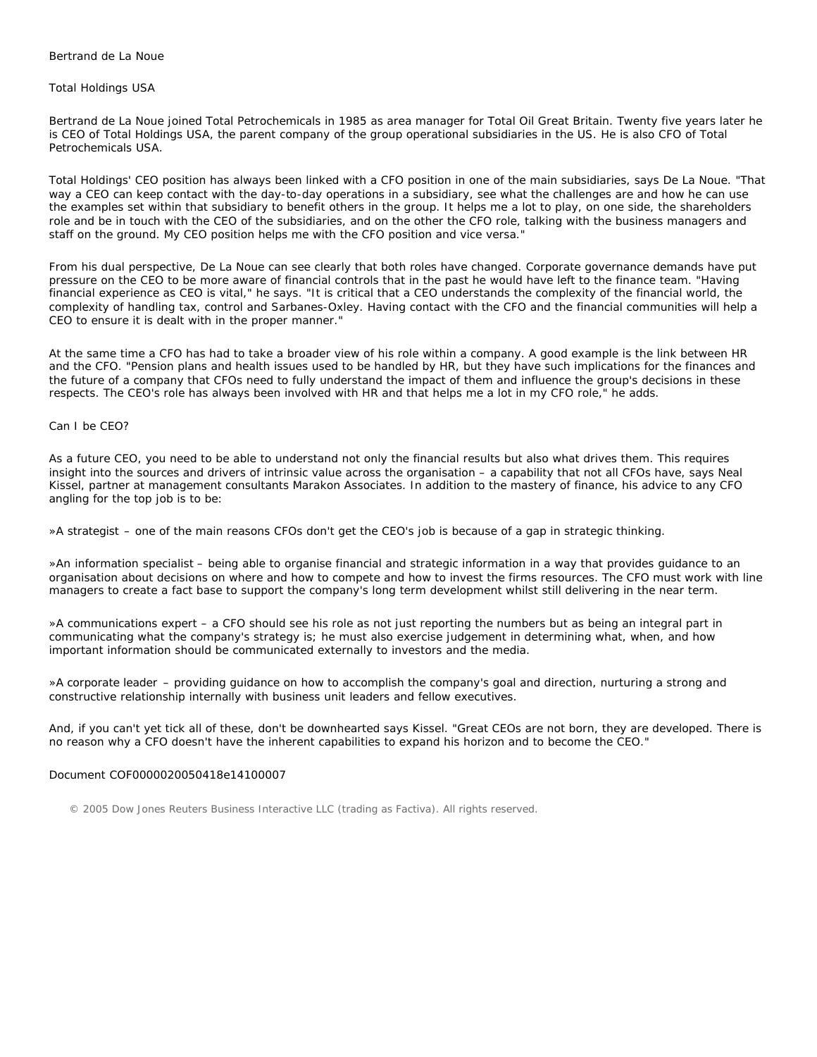Bertrand de La Noue

Total Holdings USA

Bertrand de La Noue joined Total Petrochemicals in 1985 as area manager for Total Oil Great Britain. Twenty five years later he is CEO of Total Holdings USA, the parent company of the group operational subsidiaries in the US. He is also CFO of Total Petrochemicals USA.

Total Holdings' CEO position has always been linked with a CFO position in one of the main subsidiaries, says De La Noue. "That way a CEO can keep contact with the day-to-day operations in a subsidiary, see what the challenges are and how he can use the examples set within that subsidiary to benefit others in the group. It helps me a lot to play, on one side, the shareholders role and be in touch with the CEO of the subsidiaries, and on the other the CFO role, talking with the business managers and staff on the ground. My CEO position helps me with the CFO position and vice versa."

From his dual perspective, De La Noue can see clearly that both roles have changed. Corporate governance demands have put pressure on the CEO to be more aware of financial controls that in the past he would have left to the finance team. "Having financial experience as CEO is vital," he says. "It is critical that a CEO understands the complexity of the financial world, the complexity of handling tax, control and Sarbanes-Oxley. Having contact with the CFO and the financial communities will help a CEO to ensure it is dealt with in the proper manner."

At the same time a CFO has had to take a broader view of his role within a company. A good example is the link between HR and the CFO. "Pension plans and health issues used to be handled by HR, but they have such implications for the finances and the future of a company that CFOs need to fully understand the impact of them and influence the group's decisions in these respects. The CEO's role has always been involved with HR and that helps me a lot in my CFO role," he adds.

Can I be CEO?

As a future CEO, you need to be able to understand not only the financial results but also what drives them. This requires insight into the sources and drivers of intrinsic value across the organisation – a capability that not all CFOs have, says Neal Kissel, partner at management consultants Marakon Associates. In addition to the mastery of finance, his advice to any CFO angling for the top job is to be:

»A strategist – one of the main reasons CFOs don't get the CEO's job is because of a gap in strategic thinking.

»An information specialist – being able to organise financial and strategic information in a way that provides guidance to an organisation about decisions on where and how to compete and how to invest the firms resources. The CFO must work with line managers to create a fact base to support the company's long term development whilst still delivering in the near term.

»A communications expert – a CFO should see his role as not just reporting the numbers but as being an integral part in communicating what the company's strategy is; he must also exercise judgement in determining what, when, and how important information should be communicated externally to investors and the media.

»A corporate leader – providing guidance on how to accomplish the company's goal and direction, nurturing a strong and constructive relationship internally with business unit leaders and fellow executives.

And, if you can't yet tick all of these, don't be downhearted says Kissel. "Great CEOs are not born, they are developed. There is no reason why a CFO doesn't have the inherent capabilities to expand his horizon and to become the CEO."

Document COF0000020050418e14100007

© 2005 Dow Jones Reuters Business Interactive LLC (trading as Factiva). All rights reserved.